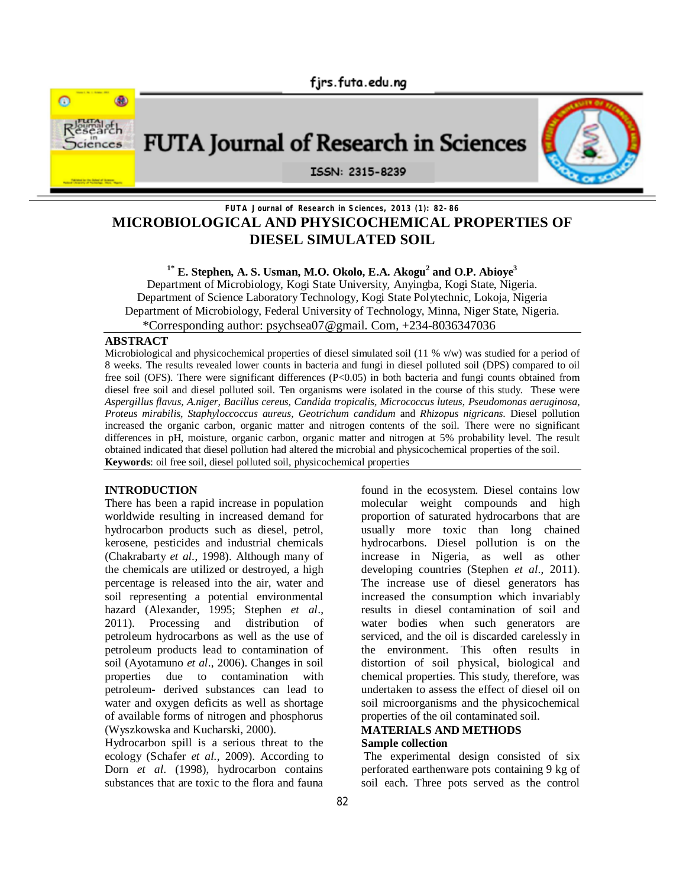# MICROBIOLOGICAL AND PHYSICOCHEMICAL PROPERTIES OF DIESEL SIMULATED SOIL

[1*] **E. Stephen, A. S. Usman, M.O. Okolo, E.A. Akogu[2] and O.P. Abioye[3]**

Department of Microbiology, Kogi State University, Anyingba, Kogi State, Nigeria.
Department of Science Laboratory Technology, Kogi State Polytechnic, Lokoja, Nigeria
Department of Microbiology, Federal University of Technology, Minna, Niger State, Nigeria.
*Corresponding author: psychsea07@gmail. Com, +234-8036347036

## ABSTRACT

Microbiological and physicochemical properties of diesel simulated soil (11 % v/w) was studied for a period of 8 weeks. The results revealed lower counts in bacteria and fungi in diesel polluted soil (DPS) compared to oil free soil (OFS). There were significant differences (P<0.05) in both bacteria and fungi counts obtained from diesel free soil and diesel polluted soil. Ten organisms were isolated in the course of this study. These were *Aspergillus flavus, A.niger, Bacillus cereus, Candida tropicalis, Micrococcus luteus, Pseudomonas aeruginosa, Proteus mirabilis, Staphyloccoccus aureus, Geotrichum candidum* and *Rhizopus nigricans.* Diesel pollution increased the organic carbon, organic matter and nitrogen contents of the soil. There were no significant differences in pH, moisture, organic carbon, organic matter and nitrogen at 5% probability level. The result obtained indicated that diesel pollution had altered the microbial and physicochemical properties of the soil.

**Keywords**: oil free soil, diesel polluted soil, physicochemical properties

## INTRODUCTION

There has been a rapid increase in population worldwide resulting in increased demand for hydrocarbon products such as diesel, petrol, kerosene, pesticides and industrial chemicals (Chakrabarty *et al.*, 1998). Although many of the chemicals are utilized or destroyed, a high percentage is released into the air, water and soil representing a potential environmental hazard (Alexander, 1995; Stephen *et al*., 2011). Processing and distribution of petroleum hydrocarbons as well as the use of petroleum products lead to contamination of soil (Ayotamuno *et al*., 2006). Changes in soil properties due to contamination with petroleum- derived substances can lead to water and oxygen deficits as well as shortage of available forms of nitrogen and phosphorus (Wyszkowska and Kucharski, 2000).

Hydrocarbon spill is a serious threat to the ecology (Schafer *et al.*, 2009). According to Dorn *et al*. (1998), hydrocarbon contains substances that are toxic to the flora and fauna found in the ecosystem. Diesel contains low molecular weight compounds and high proportion of saturated hydrocarbons that are usually more toxic than long chained hydrocarbons. Diesel pollution is on the increase in Nigeria, as well as other developing countries (Stephen *et al*., 2011). The increase use of diesel generators has increased the consumption which invariably results in diesel contamination of soil and water bodies when such generators are serviced, and the oil is discarded carelessly in the environment. This often results in distortion of soil physical, biological and chemical properties. This study, therefore, was undertaken to assess the effect of diesel oil on soil microorganisms and the physicochemical properties of the oil contaminated soil.

## MATERIALS AND METHODS

### Sample collection

The experimental design consisted of six perforated earthenware pots containing 9 kg of soil each. Three pots served as the control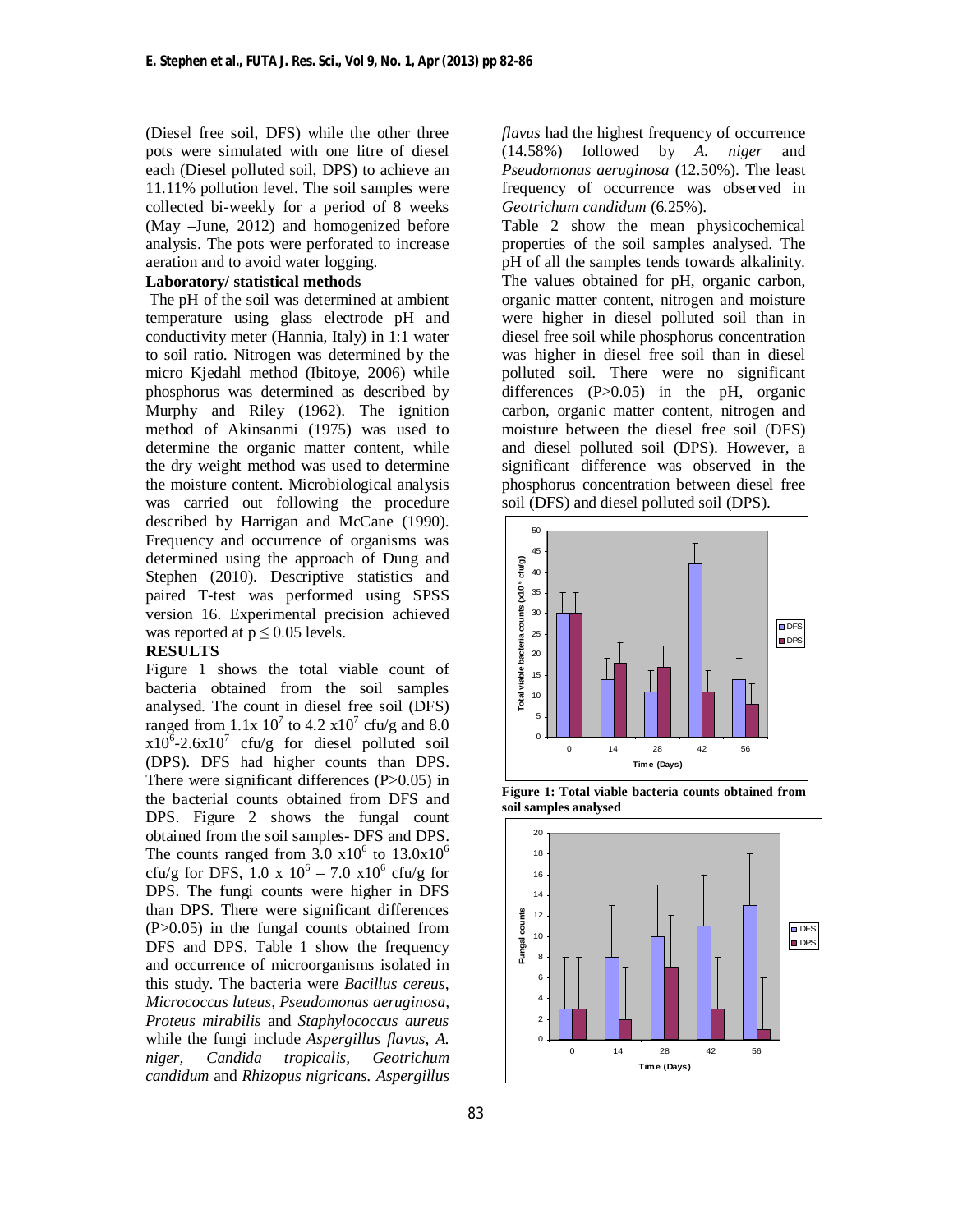(Diesel free soil, DFS) while the other three pots were simulated with one litre of diesel each (Diesel polluted soil, DPS) to achieve an 11.11% pollution level. The soil samples were collected bi-weekly for a period of 8 weeks (May –June, 2012) and homogenized before analysis. The pots were perforated to increase aeration and to avoid water logging.

**Laboratory/ statistical methods**

The pH of the soil was determined at ambient temperature using glass electrode pH and conductivity meter (Hannia, Italy) in 1:1 water to soil ratio. Nitrogen was determined by the micro Kjedahl method (Ibitoye, 2006) while phosphorus was determined as described by Murphy and Riley (1962). The ignition method of Akinsanmi (1975) was used to determine the organic matter content, while the dry weight method was used to determine the moisture content. Microbiological analysis was carried out following the procedure described by Harrigan and McCane (1990). Frequency and occurrence of organisms was determined using the approach of Dung and Stephen (2010). Descriptive statistics and paired T-test was performed using SPSS version 16. Experimental precision achieved was reported at $p \leq 0.05$ levels.

**RESULTS**

Figure 1 shows the total viable count of bacteria obtained from the soil samples analysed. The count in diesel free soil (DFS) ranged from $1.1 \times 10^7$ to $4.2 \times 10^7$ cfu/g and $8.0 \times 10^6$-$2.6 \times 10^7$ cfu/g for diesel polluted soil (DPS). DFS had higher counts than DPS. There were significant differences ($P>0.05$) in the bacterial counts obtained from DFS and DPS. Figure 2 shows the fungal count obtained from the soil samples- DFS and DPS. The counts ranged from $3.0 \times 10^6$ to $13.0 \times 10^6$ cfu/g for DFS, $1.0 \times 10^6 - 7.0 \times 10^6$ cfu/g for DPS. The fungi counts were higher in DFS than DPS. There were significant differences ($P>0.05$) in the fungal counts obtained from DFS and DPS. Table 1 show the frequency and occurrence of microorganisms isolated in this study. The bacteria were *Bacillus cereus*, *Micrococcus luteus*, *Pseudomonas aeruginosa*, *Proteus mirabilis* and *Staphylococcus aureus* while the fungi include *Aspergillus flavus*, *A. niger*, *Candida tropicalis*, *Geotrichum candidum* and *Rhizopus nigricans*. *Aspergillus flavus* had the highest frequency of occurrence (14.58%) followed by *A. niger* and *Pseudomonas aeruginosa* (12.50%). The least frequency of occurrence was observed in *Geotrichum candidum* (6.25%).

Table 2 show the mean physicochemical properties of the soil samples analysed. The pH of all the samples tends towards alkalinity. The values obtained for pH, organic carbon, organic matter content, nitrogen and moisture were higher in diesel polluted soil than in diesel free soil while phosphorus concentration was higher in diesel free soil than in diesel polluted soil. There were no significant differences ($P>0.05$) in the pH, organic carbon, organic matter content, nitrogen and moisture between the diesel free soil (DFS) and diesel polluted soil (DPS). However, a significant difference was observed in the phosphorus concentration between diesel free soil (DFS) and diesel polluted soil (DPS).

**Figure 1: Total viable bacteria counts obtained from soil samples analysed**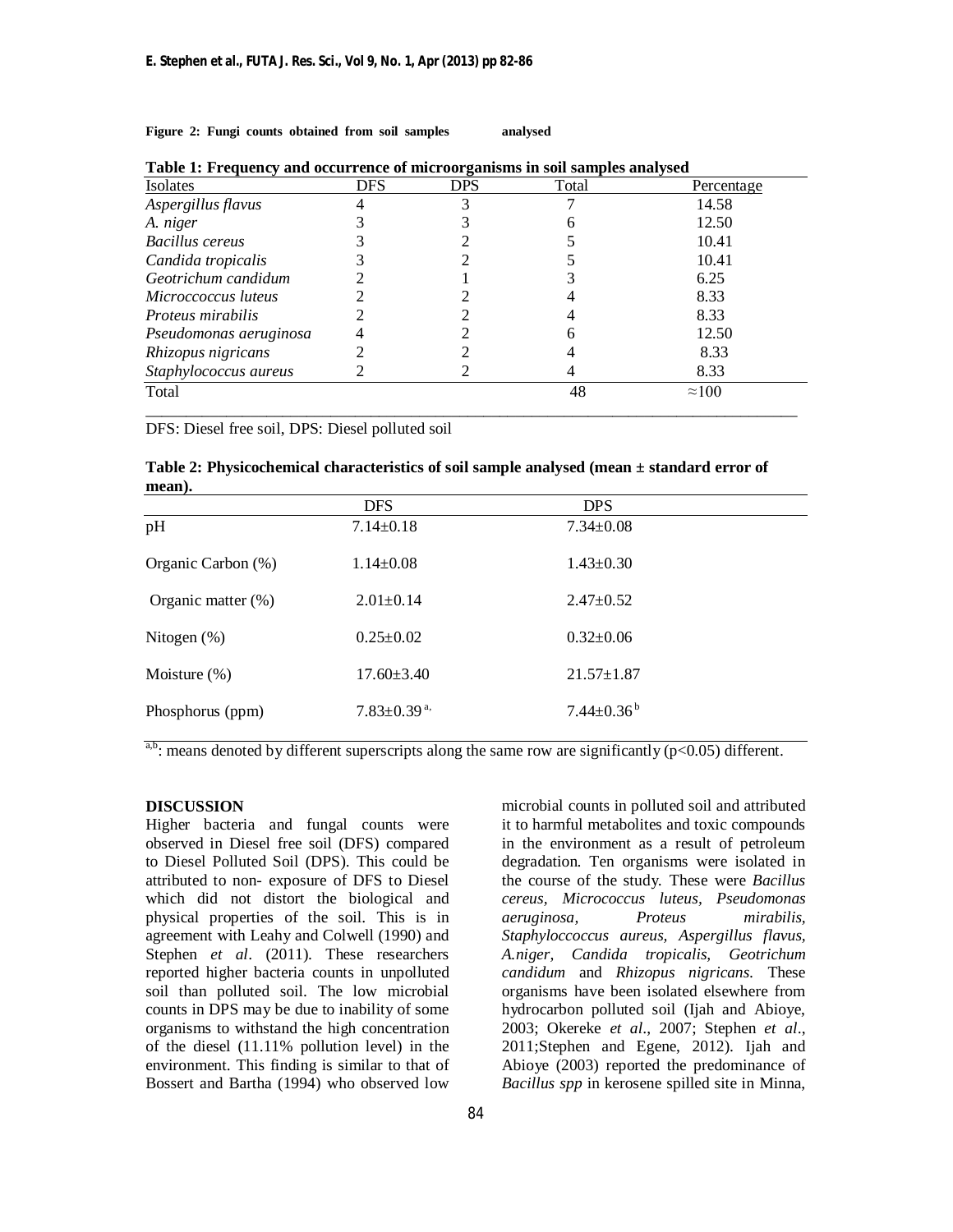**Figure 2: Fungi counts obtained from soil samples analysed**

**Table 1: Frequency and occurrence of microorganisms in soil samples analysed**

| Isolates | DFS | DPS | Total | Percentage |
|---|---|---|---|---|
| *Aspergillus flavus* | 4 | 3 | 7 | 14.58 |
| *A. niger* | 3 | 3 | 6 | 12.50 |
| *Bacillus cereus* | 3 | 2 | 5 | 10.41 |
| *Candida tropicalis* | 3 | 2 | 5 | 10.41 |
| *Geotrichum candidum* | 2 | 1 | 3 | 6.25 |
| *Microccoccus luteus* | 2 | 2 | 4 | 8.33 |
| *Proteus mirabilis* | 2 | 2 | 4 | 8.33 |
| *Pseudomonas aeruginosa* | 4 | 2 | 6 | 12.50 |
| *Rhizopus nigricans* | 2 | 2 | 4 | 8.33 |
| *Staphylococcus aureus* | 2 | 2 | 4 | 8.33 |
| Total | | | 48 | ≈100 |

DFS: Diesel free soil, DPS: Diesel polluted soil

**Table 2: Physicochemical characteristics of soil sample analysed (mean ± standard error of mean).**

| | DFS | DPS |
|---|---|---|
| pH | 7.14±0.18 | 7.34±0.08 |
| Organic Carbon (%) | 1.14±0.08 | 1.43±0.30 |
| Organic matter (%) | 2.01±0.14 | 2.47±0.52 |
| Nitogen (%) | 0.25±0.02 | 0.32±0.06 |
| Moisture (%) | 17.60±3.40 | 21.57±1.87 |
| Phosphorus (ppm) | 7.83±0.39 [a,] | 7.44±0.36 [b] |

[a,b]: means denoted by different superscripts along the same row are significantly ($p<0.05$) different.

## DISCUSSION

Higher bacteria and fungal counts were observed in Diesel free soil (DFS) compared to Diesel Polluted Soil (DPS). This could be attributed to non- exposure of DFS to Diesel which did not distort the biological and physical properties of the soil. This is in agreement with Leahy and Colwell (1990) and Stephen *et al*. (2011). These researchers reported higher bacteria counts in unpolluted soil than polluted soil. The low microbial counts in DPS may be due to inability of some organisms to withstand the high concentration of the diesel (11.11% pollution level) in the environment. This finding is similar to that of Bossert and Bartha (1994) who observed low microbial counts in polluted soil and attributed it to harmful metabolites and toxic compounds in the environment as a result of petroleum degradation. Ten organisms were isolated in the course of the study. These were *Bacillus cereus, Micrococcus luteus, Pseudomonas aeruginosa, Proteus mirabilis, Staphyloccoccus aureus, Aspergillus flavus, A.niger, Candida tropicalis, Geotrichum candidum* and *Rhizopus nigricans*. These organisms have been isolated elsewhere from hydrocarbon polluted soil (Ijah and Abioye, 2003; Okereke *et al*., 2007; Stephen *et al*., 2011;Stephen and Egene, 2012). Ijah and Abioye (2003) reported the predominance of *Bacillus spp* in kerosene spilled site in Minna,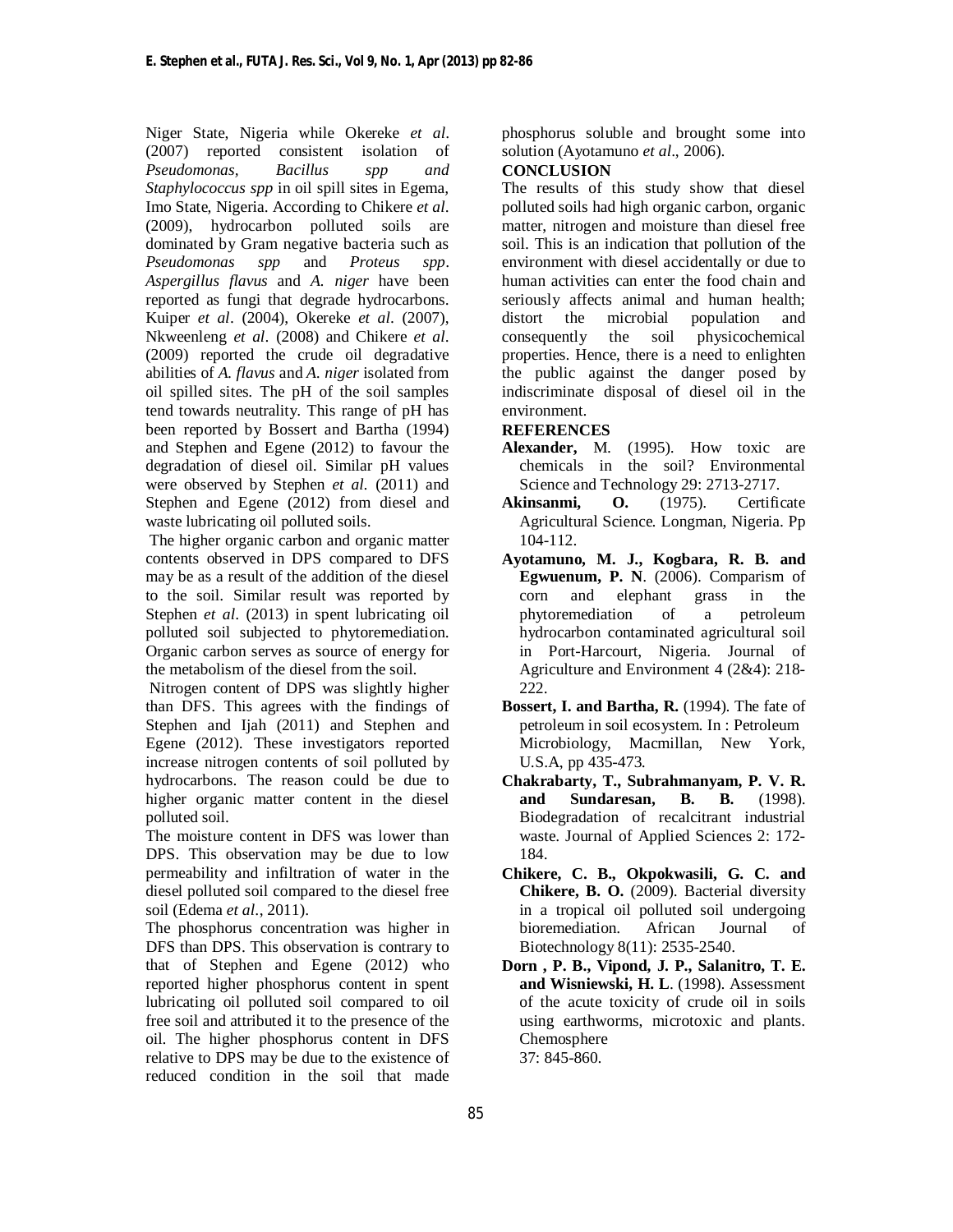Niger State, Nigeria while Okereke *et al*. (2007) reported consistent isolation of *Pseudomonas, Bacillus spp and Staphylococcus spp* in oil spill sites in Egema, Imo State, Nigeria. According to Chikere *et al*. (2009), hydrocarbon polluted soils are dominated by Gram negative bacteria such as *Pseudomonas spp* and *Proteus spp*. *Aspergillus flavus* and *A. niger* have been reported as fungi that degrade hydrocarbons. Kuiper *et al*. (2004), Okereke *et al*. (2007), Nkweenleng *et al*. (2008) and Chikere *et al*. (2009) reported the crude oil degradative abilities of *A. flavus* and *A. niger* isolated from oil spilled sites. The pH of the soil samples tend towards neutrality. This range of pH has been reported by Bossert and Bartha (1994) and Stephen and Egene (2012) to favour the degradation of diesel oil. Similar pH values were observed by Stephen *et al*. (2011) and Stephen and Egene (2012) from diesel and waste lubricating oil polluted soils.

The higher organic carbon and organic matter contents observed in DPS compared to DFS may be as a result of the addition of the diesel to the soil. Similar result was reported by Stephen *et al*. (2013) in spent lubricating oil polluted soil subjected to phytoremediation. Organic carbon serves as source of energy for the metabolism of the diesel from the soil.

Nitrogen content of DPS was slightly higher than DFS. This agrees with the findings of Stephen and Ijah (2011) and Stephen and Egene (2012). These investigators reported increase nitrogen contents of soil polluted by hydrocarbons. The reason could be due to higher organic matter content in the diesel polluted soil.

The moisture content in DFS was lower than DPS. This observation may be due to low permeability and infiltration of water in the diesel polluted soil compared to the diesel free soil (Edema *et al*., 2011).

The phosphorus concentration was higher in DFS than DPS. This observation is contrary to that of Stephen and Egene (2012) who reported higher phosphorus content in spent lubricating oil polluted soil compared to oil free soil and attributed it to the presence of the oil. The higher phosphorus content in DFS relative to DPS may be due to the existence of reduced condition in the soil that made phosphorus soluble and brought some into solution (Ayotamuno *et al*., 2006).

## CONCLUSION

The results of this study show that diesel polluted soils had high organic carbon, organic matter, nitrogen and moisture than diesel free soil. This is an indication that pollution of the environment with diesel accidentally or due to human activities can enter the food chain and seriously affects animal and human health; distort the microbial population and consequently the soil physicochemical properties. Hence, there is a need to enlighten the public against the danger posed by indiscriminate disposal of diesel oil in the environment.

## REFERENCES

**Alexander,** M. (1995). How toxic are chemicals in the soil? Environmental Science and Technology 29: 2713-2717.

**Akinsanmi, O.** (1975). Certificate Agricultural Science. Longman, Nigeria. Pp 104-112.

**Ayotamuno, M. J., Kogbara, R. B. and Egwuenum, P. N**. (2006). Comparism of corn and elephant grass in the phytoremediation of a petroleum hydrocarbon contaminated agricultural soil in Port-Harcourt, Nigeria. Journal of Agriculture and Environment 4 (2&4): 218-222.

**Bossert, I. and Bartha, R.** (1994). The fate of petroleum in soil ecosystem. In : Petroleum Microbiology, Macmillan, New York, U.S.A, pp 435-473.

**Chakrabarty, T., Subrahmanyam, P. V. R. and Sundaresan, B. B.** (1998). Biodegradation of recalcitrant industrial waste. Journal of Applied Sciences 2: 172-184.

**Chikere, C. B., Okpokwasili, G. C. and Chikere, B. O.** (2009). Bacterial diversity in a tropical oil polluted soil undergoing bioremediation. African Journal of Biotechnology 8(11): 2535-2540.

**Dorn , P. B., Vipond, J. P., Salanitro, T. E. and Wisniewski, H. L**. (1998). Assessment of the acute toxicity of crude oil in soils using earthworms, microtoxic and plants. Chemosphere 37: 845-860.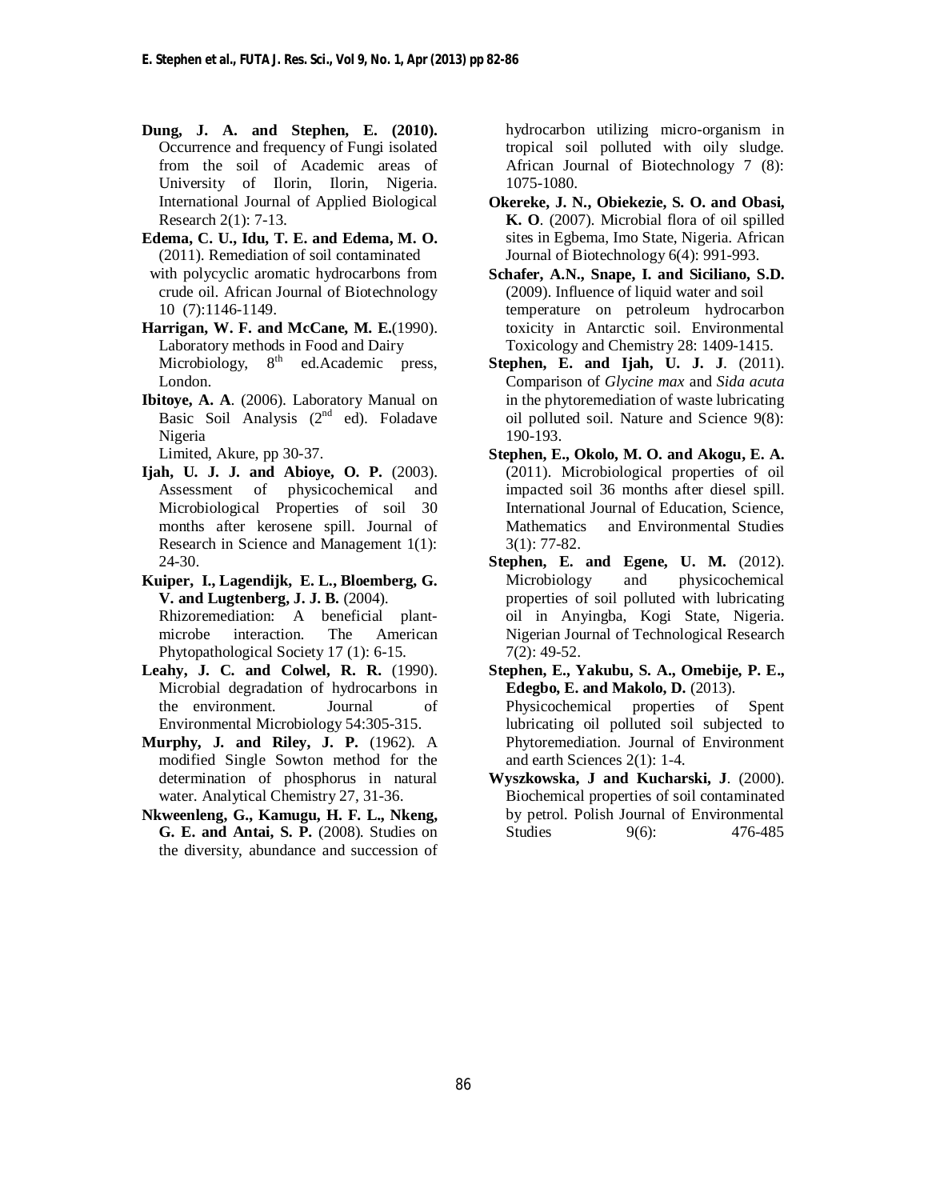**Dung, J. A. and Stephen, E. (2010).** Occurrence and frequency of Fungi isolated from the soil of Academic areas of University of Ilorin, Ilorin, Nigeria. International Journal of Applied Biological Research 2(1): 7-13.

**Edema, C. U., Idu, T. E. and Edema, M. O.** (2011). Remediation of soil contaminated with polycyclic aromatic hydrocarbons from crude oil. African Journal of Biotechnology 10 (7):1146-1149.

**Harrigan, W. F. and McCane, M. E.**(1990). Laboratory methods in Food and Dairy Microbiology, 8th ed.Academic press, London.

**Ibitoye, A. A**. (2006). Laboratory Manual on Basic Soil Analysis (2nd ed). Foladave Nigeria Limited, Akure, pp 30-37.

**Ijah, U. J. J. and Abioye, O. P.** (2003). Assessment of physicochemical and Microbiological Properties of soil 30 months after kerosene spill. Journal of Research in Science and Management 1(1): 24-30.

**Kuiper, I., Lagendijk, E. L., Bloemberg, G. V. and Lugtenberg, J. J. B.** (2004). Rhizoremediation: A beneficial plant-microbe interaction. The American Phytopathological Society 17 (1): 6-15.

**Leahy, J. C. and Colwel, R. R.** (1990). Microbial degradation of hydrocarbons in the environment. Journal of Environmental Microbiology 54:305-315.

**Murphy, J. and Riley, J. P.** (1962). A modified Single Sowton method for the determination of phosphorus in natural water. Analytical Chemistry 27, 31-36.

**Nkweenleng, G., Kamugu, H. F. L., Nkeng, G. E. and Antai, S. P.** (2008). Studies on the diversity, abundance and succession of hydrocarbon utilizing micro-organism in tropical soil polluted with oily sludge. African Journal of Biotechnology 7 (8): 1075-1080.

**Okereke, J. N., Obiekezie, S. O. and Obasi, K. O**. (2007). Microbial flora of oil spilled sites in Egbema, Imo State, Nigeria. African Journal of Biotechnology 6(4): 991-993.

**Schafer, A.N., Snape, I. and Siciliano, S.D.** (2009). Influence of liquid water and soil temperature on petroleum hydrocarbon toxicity in Antarctic soil. Environmental Toxicology and Chemistry 28: 1409-1415.

**Stephen, E. and Ijah, U. J. J**. (2011). Comparison of *Glycine max* and *Sida acuta* in the phytoremediation of waste lubricating oil polluted soil. Nature and Science 9(8): 190-193.

**Stephen, E., Okolo, M. O. and Akogu, E. A.** (2011). Microbiological properties of oil impacted soil 36 months after diesel spill. International Journal of Education, Science, Mathematics and Environmental Studies 3(1): 77-82.

**Stephen, E. and Egene, U. M.** (2012). Microbiology and physicochemical properties of soil polluted with lubricating oil in Anyingba, Kogi State, Nigeria. Nigerian Journal of Technological Research 7(2): 49-52.

**Stephen, E., Yakubu, S. A., Omebije, P. E., Edegbo, E. and Makolo, D.** (2013). Physicochemical properties of Spent lubricating oil polluted soil subjected to Phytoremediation. Journal of Environment and earth Sciences 2(1): 1-4.

**Wyszkowska, J and Kucharski, J**. (2000). Biochemical properties of soil contaminated by petrol. Polish Journal of Environmental Studies 9(6): 476-485